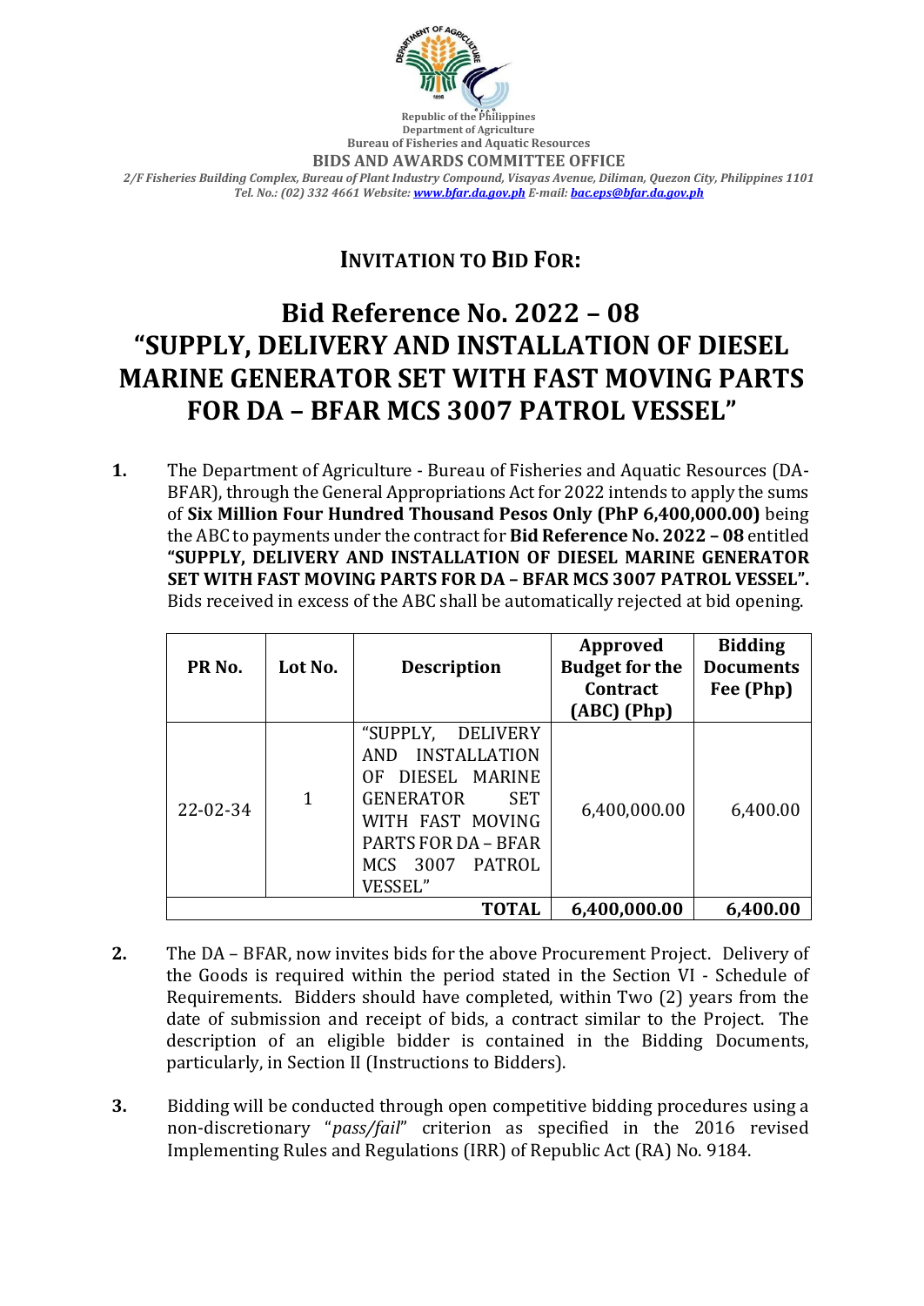Republic of the Philippines
Department of Agriculture
Bureau of Fisheries and Aquatic Resources
**BIDS AND AWARDS COMMITTEE OFFICE**
*2/F Fisheries Building Complex, Bureau of Plant Industry Compound, Visayas Avenue, Diliman, Quezon City, Philippines 1101*
*Tel. No.: (02) 332 4661 Website: www.bfar.da.gov.ph E-mail: bac.eps@bfar.da.gov.ph*

## INVITATION TO BID FOR:

# Bid Reference No. 2022 – 08 "SUPPLY, DELIVERY AND INSTALLATION OF DIESEL MARINE GENERATOR SET WITH FAST MOVING PARTS FOR DA – BFAR MCS 3007 PATROL VESSEL"

**1.** The Department of Agriculture - Bureau of Fisheries and Aquatic Resources (DA-BFAR), through the General Appropriations Act for 2022 intends to apply the sums of **Six Million Four Hundred Thousand Pesos Only (PhP 6,400,000.00)** being the ABC to payments under the contract for **Bid Reference No. 2022 – 08** entitled **"SUPPLY, DELIVERY AND INSTALLATION OF DIESEL MARINE GENERATOR SET WITH FAST MOVING PARTS FOR DA – BFAR MCS 3007 PATROL VESSEL".** Bids received in excess of the ABC shall be automatically rejected at bid opening.

| PR No. | Lot No. | Description | Approved Budget for the Contract (ABC) (Php) | Bidding Documents Fee (Php) |
|---|---|---|---|---|
| 22-02-34 | 1 | "SUPPLY, DELIVERY AND INSTALLATION OF DIESEL MARINE GENERATOR SET WITH FAST MOVING PARTS FOR DA – BFAR MCS 3007 PATROL VESSEL" | 6,400,000.00 | 6,400.00 |
| | | **TOTAL** | **6,400,000.00** | **6,400.00** |

**2.** The DA – BFAR, now invites bids for the above Procurement Project. Delivery of the Goods is required within the period stated in the Section VI - Schedule of Requirements. Bidders should have completed, within Two (2) years from the date of submission and receipt of bids, a contract similar to the Project. The description of an eligible bidder is contained in the Bidding Documents, particularly, in Section II (Instructions to Bidders).

**3.** Bidding will be conducted through open competitive bidding procedures using a non-discretionary "*pass/fail*" criterion as specified in the 2016 revised Implementing Rules and Regulations (IRR) of Republic Act (RA) No. 9184.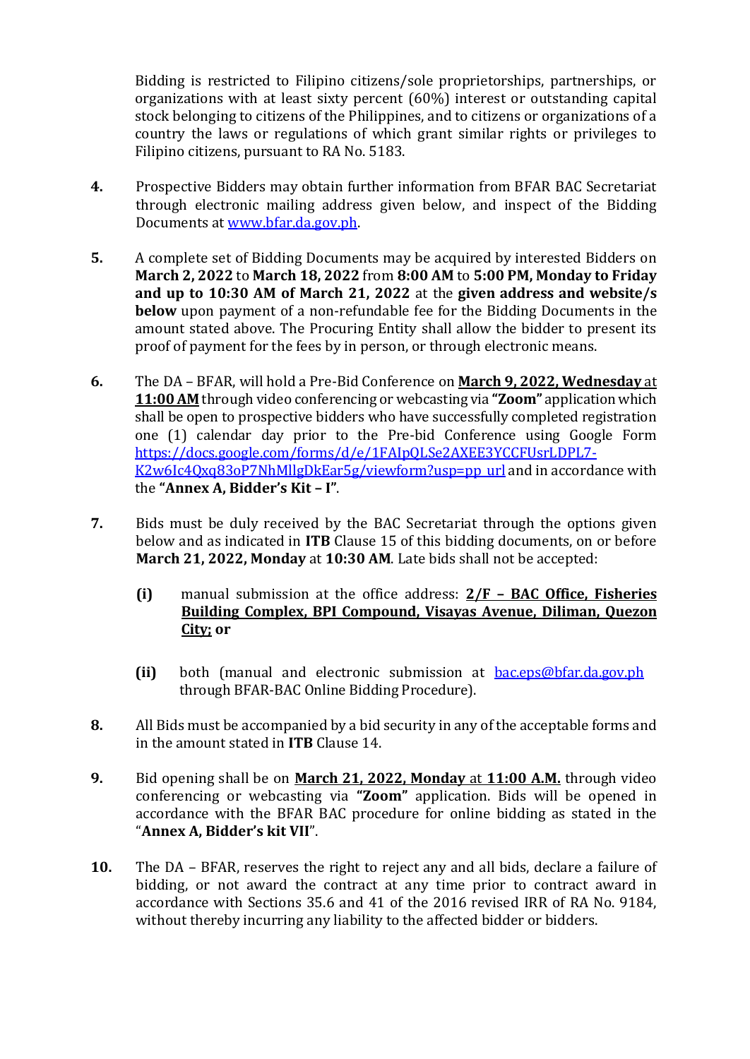Bidding is restricted to Filipino citizens/sole proprietorships, partnerships, or organizations with at least sixty percent (60%) interest or outstanding capital stock belonging to citizens of the Philippines, and to citizens or organizations of a country the laws or regulations of which grant similar rights or privileges to Filipino citizens, pursuant to RA No. 5183.

4. Prospective Bidders may obtain further information from BFAR BAC Secretariat through electronic mailing address given below, and inspect of the Bidding Documents at [www.bfar.da.gov.ph](www.bfar.da.gov.ph).

5. A complete set of Bidding Documents may be acquired by interested Bidders on **March 2, 2022** to **March 18, 2022** from **8:00 AM** to **5:00 PM, Monday to Friday and up to 10:30 AM of March 21, 2022** at the **given address and website/s below** upon payment of a non-refundable fee for the Bidding Documents in the amount stated above. The Procuring Entity shall allow the bidder to present its proof of payment for the fees by in person, or through electronic means.

6. The DA – BFAR, will hold a Pre-Bid Conference on **<u>March 9, 2022, Wednesday</u>** at **<u>11:00 AM</u>** through video conferencing or webcasting via **"Zoom"** application which shall be open to prospective bidders who have successfully completed registration one (1) calendar day prior to the Pre-bid Conference using Google Form [https://docs.google.com/forms/d/e/1FAIpQLSe2AXEE3YCCFUsrLDPL7-K2w6Ic4Qxq83oP7NhMllgDkEar5g/viewform?usp=pp_url](https://docs.google.com/forms/d/e/1FAIpQLSe2AXEE3YCCFUsrLDPL7-K2w6Ic4Qxq83oP7NhMllgDkEar5g/viewform?usp=pp_url) and in accordance with the **"Annex A, Bidder's Kit – I"**.

7. Bids must be duly received by the BAC Secretariat through the options given below and as indicated in **ITB** Clause 15 of this bidding documents, on or before **March 21, 2022, Monday** at **10:30 AM**. Late bids shall not be accepted:

   **(i)** manual submission at the office address: **<u>2/F – BAC Office, Fisheries Building Complex, BPI Compound, Visayas Avenue, Diliman, Quezon City;</u> or**

   **(ii)** both (manual and electronic submission at [bac.eps@bfar.da.gov.ph](mailto:bac.eps@bfar.da.gov.ph) through BFAR-BAC Online Bidding Procedure).

8. All Bids must be accompanied by a bid security in any of the acceptable forms and in the amount stated in **ITB** Clause 14.

9. Bid opening shall be on **<u>March 21, 2022, Monday</u>** at **<u>11:00 A.M.</u>** through video conferencing or webcasting via **"Zoom"** application. Bids will be opened in accordance with the BFAR BAC procedure for online bidding as stated in the "**Annex A, Bidder's kit VII**".

10. The DA – BFAR, reserves the right to reject any and all bids, declare a failure of bidding, or not award the contract at any time prior to contract award in accordance with Sections 35.6 and 41 of the 2016 revised IRR of RA No. 9184, without thereby incurring any liability to the affected bidder or bidders.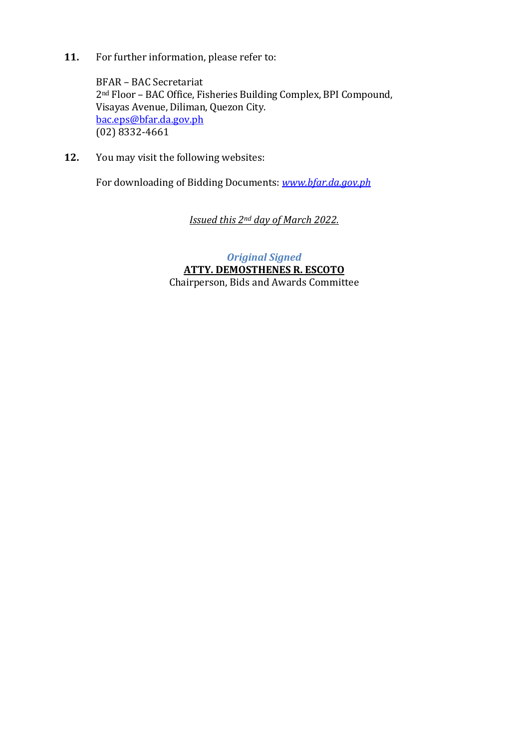**11.** For further information, please refer to:

BFAR – BAC Secretariat
2nd Floor – BAC Office, Fisheries Building Complex, BPI Compound,
Visayas Avenue, Diliman, Quezon City.
bac.eps@bfar.da.gov.ph
(02) 8332-4661

**12.** You may visit the following websites:

For downloading of Bidding Documents: *www.bfar.da.gov.ph*

*Issued this 2nd day of March 2022.*

***Original Signed***
**ATTY. DEMOSTHENES R. ESCOTO**
Chairperson, Bids and Awards Committee